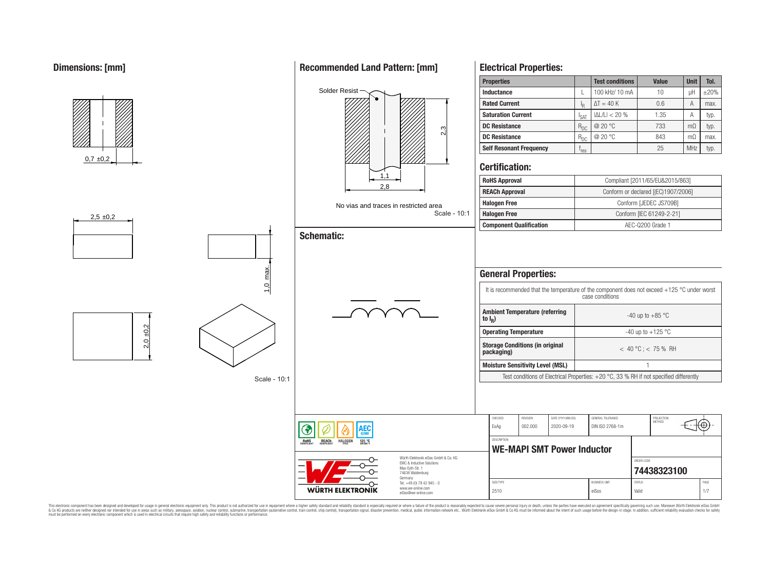## Dimensions: [mm]

0,7 ±0,2

2,5 ±0,2

1,0 max.

2,0 ±0,2

Scale - 10:1

## Recommended Land Pattern: [mm]

Solder Resist

2,3

1,1

2,8

No vias and traces in restricted area

Scale - 10:1

## Schematic:

## Electrical Properties:

| Properties | | Test conditions | Value | Unit | Tol. |
|---|---|---|---|---|---|
| Inductance | L | 100 kHz/ 10 mA | 10 | µH | ±20% |
| Rated Current | $I_R$ | $\Delta T = 40$ K | 0.6 | A | max. |
| Saturation Current | $I_{SAT}$ | $\|\Delta L/L\| < 20$ % | 1.35 | A | typ. |
| DC Resistance | $R_{DC}$ | @ 20 °C | 733 | mΩ | typ. |
| DC Resistance | $R_{DC}$ | @ 20 °C | 843 | mΩ | max. |
| Self Resonant Frequency | $f_{res}$ | | 25 | MHz | typ. |

## Certification:

| | |
|---|---|
| RoHS Approval | Compliant [2011/65/EU&2015/863] |
| REACh Approval | Conform or declared [(EC)1907/2006] |
| Halogen Free | Conform [JEDEC JS709B] |
| Halogen Free | Conform [IEC 61249-2-21] |
| Component Qualification | AEC-Q200 Grade 1 |

## General Properties:

It is recommended that the temperature of the component does not exceed +125 °C under worst case conditions

| | |
|---|---|
| Ambient Temperature (referring to $I_R$) | -40 up to +85 °C |
| Operating Temperature | -40 up to +125 °C |
| Storage Conditions (in original packaging) | < 40 °C ; < 75 % RH |
| Moisture Sensitivity Level (MSL) | 1 |

Test conditions of Electrical Properties: +20 °C, 33 % RH if not specified differently

| CHECKED | REVISION | DATE (YYYY-MM-DD) | GENERAL TOLERANCE | PROJECTION METHOD |
|---|---|---|---|---|
| EsAg | 002.000 | 2020-09-19 | DIN ISO 2768-1m | |

DESCRIPTION: **WE-MAPI SMT Power Inductor**

ORDER CODE: **74438323100**

| SIZE/TYPE | BUSINESS UNIT | STATUS | PAGE |
|---|---|---|---|
| 2510 | eiSos | Valid | 1/7 |

RoHS COMPLIANT, REACh COMPLIANT, HALOGEN FREE, AEC Q200 125 °C GRADE 1

Würth Elektronik eiSos GmbH & Co. KG
EMC & Inductive Solutions
Max-Eyth-Str. 1
74638 Waldenburg
Germany
Tel. +49 (0) 79 42 945 - 0
www.we-online.com
eiSos@we-online.com

WÜRTH ELEKTRONIK

This electronic component has been designed and developed for usage in general electronic equipment only. This product is not authorized for use in equipment where a higher safety standard and reliability standard is especially required or where a failure of the product is reasonably expected to cause severe personal injury or death, unless the parties have executed an agreement specifically governing such use. Moreover Würth Elektronik eiSos GmbH & Co KG products are neither designed nor intended for use in areas such as military, aerospace, aviation, nuclear control, submarine, transportation (automotive control, train control, ship control), transportation signal, disaster prevention, medical, public information network etc.. Würth Elektronik eiSos GmbH & Co KG must be informed about the intent of such usage before the design-in stage. In addition, sufficient reliability evaluation checks for safety must be performed on every electronic component which is used in electrical circuits that require high safety and reliability functions or performance.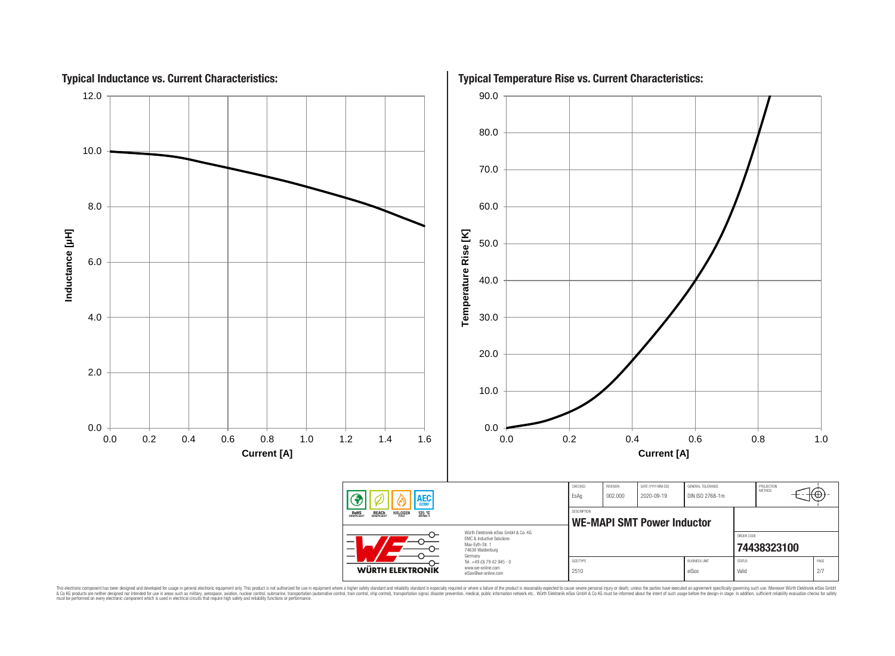## Typical Inductance vs. Current Characteristics:

Inductance [µH] vs. Current [A]

## Typical Temperature Rise vs. Current Characteristics:

Temperature Rise [K] vs. Current [A]

| CHECKED | REVISION | DATE (YYYY-MM-DD) | GENERAL TOLERANCE | PROJECTION METHOD |
|---|---|---|---|---|
| EsAg | 002.000 | 2020-09-19 | DIN ISO 2768-1m | |

DESCRIPTION

**WE-MAPI SMT Power Inductor**

ORDER CODE

**74438323100**

| SIZE/TYPE | BUSINESS UNIT | STATUS | PAGE |
|---|---|---|---|
| 2510 | eiSos | Valid | 2/7 |

RoHS COMPLIANT | REACh COMPLIANT | HALOGEN FREE | AEC Q200 125 °C GRADE 1

Würth Elektronik eiSos GmbH & Co. KG
EMC & Inductive Solutions
Max-Eyth-Str. 1
74638 Waldenburg
Germany
Tel. +49 (0) 79 42 945 - 0
www.we-online.com
eiSos@we-online.com

WÜRTH ELEKTRONIK

This electronic component has been designed and developed for usage in general electronic equipment only. This product is not authorized for use in equipment where a higher safety standard and reliability standard is especially required or where a failure of the product is reasonably expected to cause severe personal injury or death, unless the parties have executed an agreement specifically governing such use. Moreover Würth Elektronik eiSos GmbH & Co KG products are neither designed nor intended for use in areas such as military, aerospace, aviation, nuclear control, submarine, transportation (automotive control, train control, ship control), transportation signal, disaster prevention, medical, public information network etc.. Würth Elektronik eiSos GmbH & Co KG must be informed about the intent of such usage before the design-in stage. In addition, sufficient reliability evaluation checks for safety must be performed on every electronic component which is used in electrical circuits that require high safety and reliability functions or performance.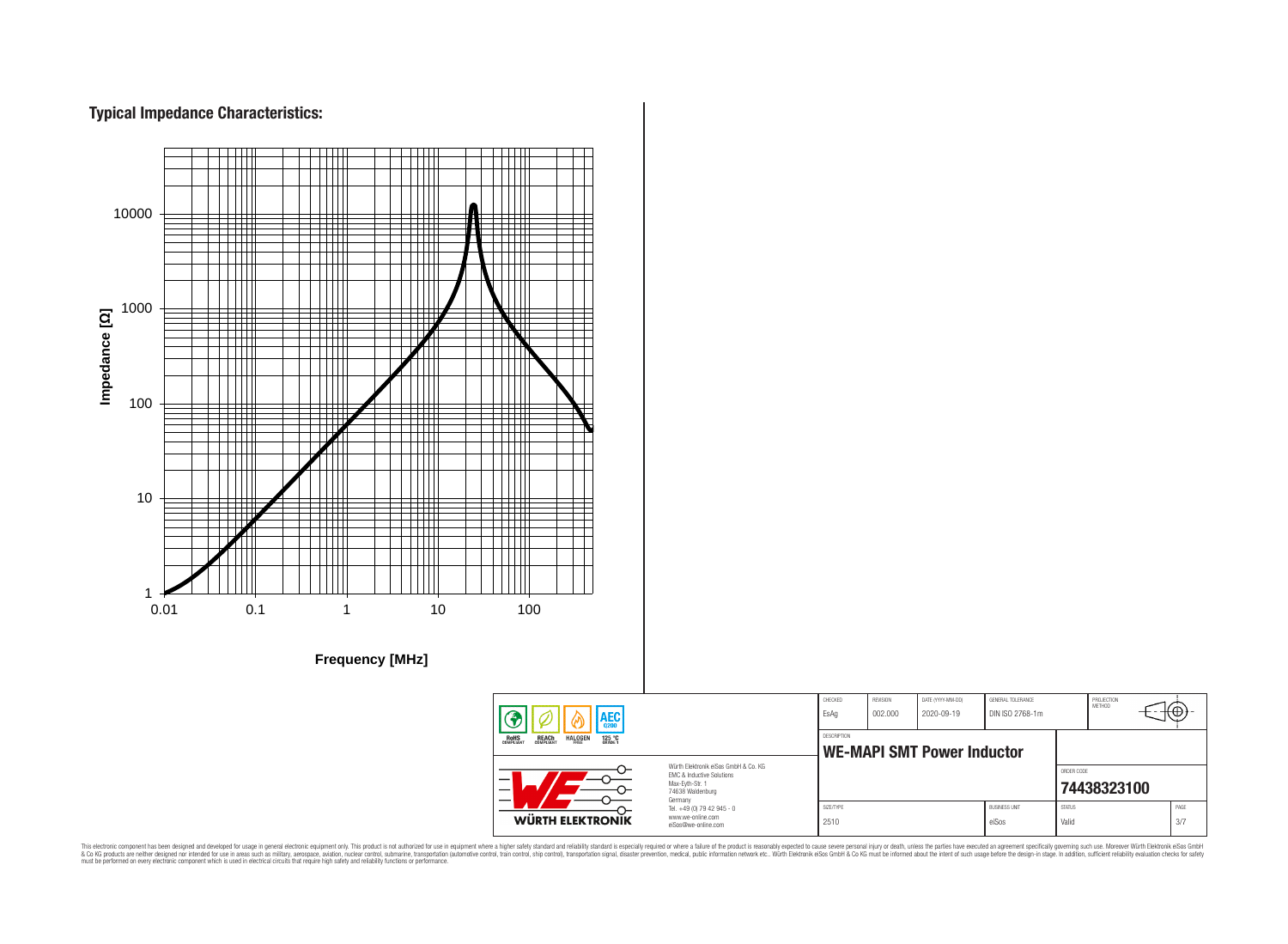## Typical Impedance Characteristics:

Impedance [Ω]

10000

1000

100

10

1

0.01 0.1 1 10 100

Frequency [MHz]

| CHECKED | REVISION | DATE (YYYY-MM-DD) | GENERAL TOLERANCE | PROJECTION METHOD |
|---|---|---|---|---|
| EsAg | 002.000 | 2020-09-19 | DIN ISO 2768-1m | |

DESCRIPTION

**WE-MAPI SMT Power Inductor**

ORDER CODE

**74438323100**

| SIZE/TYPE | BUSINESS UNIT | STATUS | PAGE |
|---|---|---|---|
| 2510 | eiSos | Valid | 3/7 |

RoHS COMPLIANT — REACh COMPLIANT — HALOGEN FREE — AEC Q200 — 125 °C GRADE 1

Würth Elektronik eiSos GmbH & Co. KG
EMC & Inductive Solutions
Max-Eyth-Str. 1
74638 Waldenburg
Germany
Tel. +49 (0) 79 42 945 - 0
www.we-online.com
eiSos@we-online.com

WÜRTH ELEKTRONIK

This electronic component has been designed and developed for usage in general electronic equipment only. This product is not authorized for use in equipment where a higher safety standard and reliability standard is especially required or where a failure of the product is reasonably expected to cause severe personal injury or death, unless the parties have executed an agreement specifically governing such use. Moreover Würth Elektronik eiSos GmbH & Co KG products are neither designed nor intended for use in areas such as military, aerospace, aviation, nuclear control, submarine, transportation (automotive control, train control, ship control), transportation signal, disaster prevention, medical, public information network etc.. Würth Elektronik eiSos GmbH & Co KG must be informed about the intent of such usage before the design-in stage. In addition, sufficient reliability evaluation checks for safety must be performed on every electronic component which is used in electrical circuits that require high safety and reliability functions or performance.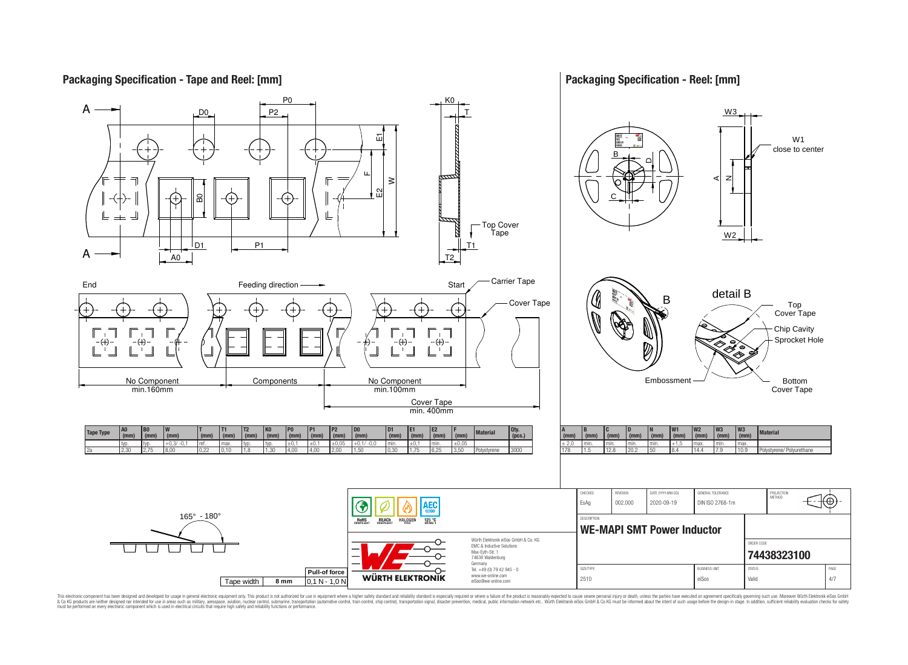## Packaging Specification - Tape and Reel: [mm]

A — A

D0, P0, P2, E1, F, E2, W, B0, K0, T, Top Cover Tape, T1, T2, D1, P1, A0

End — Feeding direction — Start — Carrier Tape — Cover Tape

No Component min.160mm | Components | No Component min.100mm | Cover Tape min. 400mm

| Tape Type | A0 (mm) | B0 (mm) | W (mm) | T (mm) | T1 (mm) | T2 (mm) | K0 (mm) | P0 (mm) | P1 (mm) | P2 (mm) | D0 (mm) | D1 (mm) | E1 (mm) | E2 (mm) | F (mm) | Material | Qty. (pcs.) |
|---|---|---|---|---|---|---|---|---|---|---|---|---|---|---|---|---|---|
| | typ. | typ. | +0,3/ -0,1 | ref. | max. | typ. | typ. | ±0,1 | ±0,1 | ±0,05 | +0,1/ -0,0 | min. | ±0,1 | min. | ±0,05 | | |
| 2a | 2,30 | 2,75 | 8,00 | 0,22 | 0,10 | 1,8 | 1,30 | 4,00 | 4,00 | 2,00 | 1,50 | 0,30 | 1,75 | 6,25 | 3,50 | Polystyrene | 3000 |

165° - 180°

| Tape width | 8 mm | Pull-of force 0,1 N - 1,0 N |
|---|---|---|

## Packaging Specification - Reel: [mm]

W3, W1 close to center, B, D, C, A, N, W2

detail B: Top Cover Tape, Chip Cavity, Sprocket Hole, Embossment, Bottom Cover Tape

| A (mm) | B (mm) | C (mm) | D (mm) | N (mm) | W1 (mm) | W2 (mm) | W3 (mm) | W3 (mm) | Material |
|---|---|---|---|---|---|---|---|---|---|
| ± 2,0 | min. | min. | min. | min. | +1,5 | max. | min. | max. | |
| 178 | 1.5 | 12.8 | 20.2 | 50 | 8.4 | 14.4 | 7.9 | 10.9 | Polystyrene/ Polyurethane |

RoHS COMPLIANT, REACh COMPLIANT, HALOGEN FREE, AEC Q200 125 °C GRADE 1

Würth Elektronik eiSos GmbH & Co. KG
EMC & Inductive Solutions
Max-Eyth-Str. 1
74638 Waldenburg
Germany
Tel. +49 (0) 79 42 945 - 0
www.we-online.com
eiSos@we-online.com

WÜRTH ELEKTRONIK

| CHECKED | REVISION | DATE (YYYY-MM-DD) | GENERAL TOLERANCE | PROJECTION METHOD |
|---|---|---|---|---|
| EsAg | 002.000 | 2020-09-19 | DIN ISO 2768-1m | |

DESCRIPTION
**WE-MAPI SMT Power Inductor**

ORDER CODE
**74438323100**

| SIZE/TYPE | BUSINESS UNIT | STATUS | PAGE |
|---|---|---|---|
| 2510 | eiSos | Valid | 4/7 |

This electronic component has been designed and developed for usage in general electronic equipment only. This product is not authorized for use in equipment where a higher safety standard and reliability standard is especially required or where a failure of the product is reasonably expected to cause severe personal injury or death, unless the parties have executed an agreement specifically governing such use. Moreover Würth Elektronik eiSos GmbH & Co KG products are neither designed nor intended for use in areas such as military, aerospace, aviation, nuclear control, submarine, transportation (automotive control, train control, ship control), transportation signal, disaster prevention, medical, public information network etc.. Würth Elektronik eiSos GmbH & Co KG must be informed about the intent of such usage before the design-in stage. In addition, sufficient reliability evaluation checks for safety must be performed on every electronic component which is used in electrical circuits that require high safety and reliability functions or performance.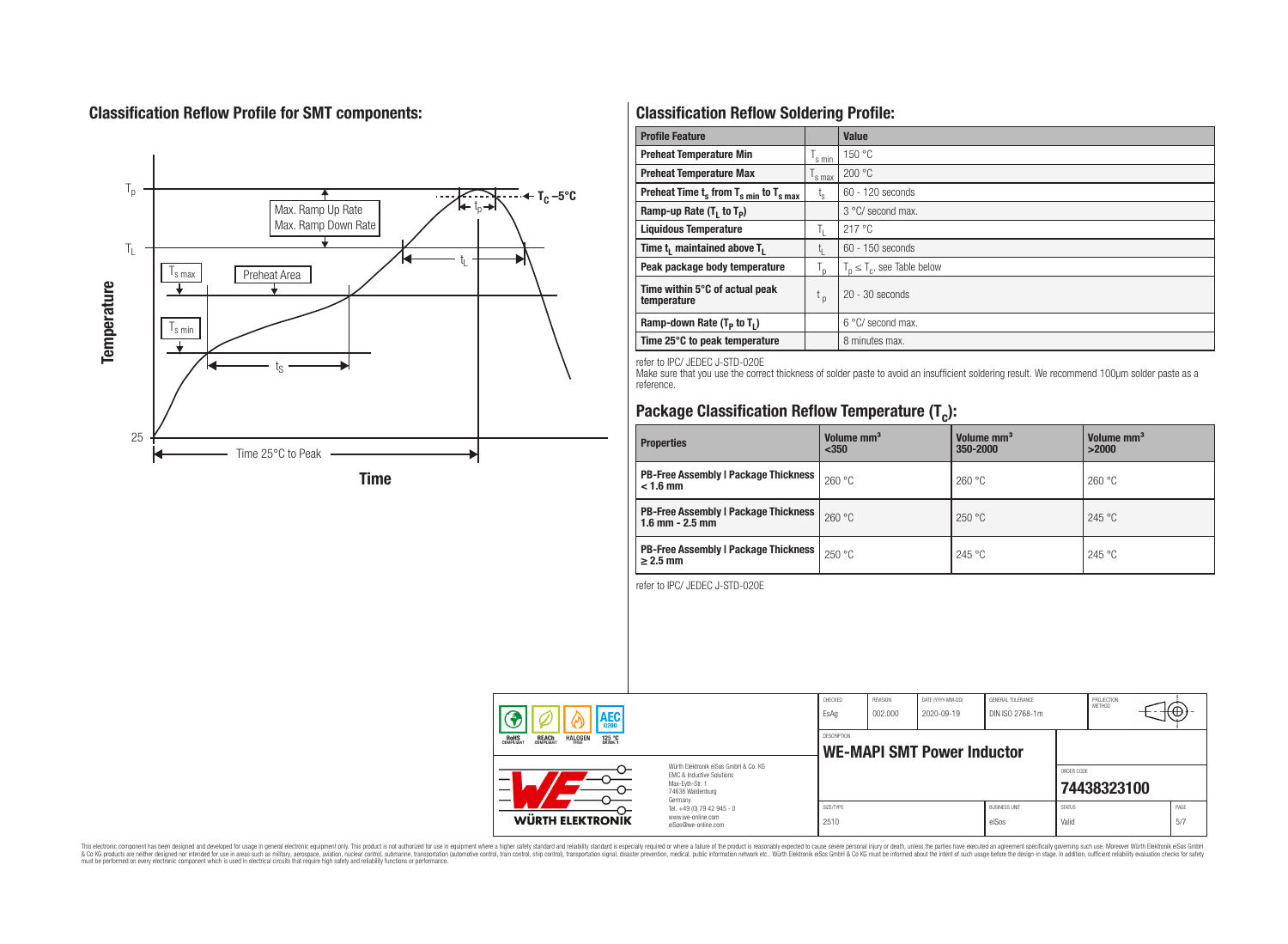## Classification Reflow Profile for SMT components:

## Classification Reflow Soldering Profile:

| Profile Feature | | Value |
|---|---|---|
| Preheat Temperature Min | $T_{s\,min}$ | 150 °C |
| Preheat Temperature Max | $T_{s\,max}$ | 200 °C |
| Preheat Time $t_s$ from $T_{s\,min}$ to $T_{s\,max}$ | $t_s$ | 60 - 120 seconds |
| Ramp-up Rate ($T_L$ to $T_P$) | | 3 °C/ second max. |
| Liquidous Temperature | $T_L$ | 217 °C |
| Time $t_L$ maintained above $T_L$ | $t_L$ | 60 - 150 seconds |
| Peak package body temperature | $T_p$ | $T_p \leq T_c$, see Table below |
| Time within 5°C of actual peak temperature | $t_p$ | 20 - 30 seconds |
| Ramp-down Rate ($T_P$ to $T_L$) | | 6 °C/ second max. |
| Time 25°C to peak temperature | | 8 minutes max. |

refer to IPC/ JEDEC J-STD-020E

Make sure that you use the correct thickness of solder paste to avoid an insufficient soldering result. We recommend 100µm solder paste as a reference.

## Package Classification Reflow Temperature ($T_C$):

| Properties | Volume mm³ <350 | Volume mm³ 350-2000 | Volume mm³ >2000 |
|---|---|---|---|
| PB-Free Assembly \| Package Thickness < 1.6 mm | 260 °C | 260 °C | 260 °C |
| PB-Free Assembly \| Package Thickness 1.6 mm - 2.5 mm | 260 °C | 250 °C | 245 °C |
| PB-Free Assembly \| Package Thickness ≥ 2.5 mm | 250 °C | 245 °C | 245 °C |

refer to IPC/ JEDEC J-STD-020E

| CHECKED | REVISION | DATE (YYYY-MM-DD) | GENERAL TOLERANCE | PROJECTION METHOD |
|---|---|---|---|---|
| EsAg | 002.000 | 2020-09-19 | DIN ISO 2768-1m | |

DESCRIPTION: **WE-MAPI SMT Power Inductor**

ORDER CODE: **74438323100**

| SIZE/TYPE | BUSINESS UNIT | STATUS | PAGE |
|---|---|---|---|
| 2510 | eiSos | Valid | 5/7 |

Würth Elektronik eiSos GmbH & Co. KG
EMC & Inductive Solutions
Max-Eyth-Str. 1
74638 Waldenburg
Germany
Tel. +49 (0) 79 42 945 - 0
www.we-online.com
eiSos@we-online.com

This electronic component has been designed and developed for usage in general electronic equipment only. This product is not authorized for use in equipment where a higher safety standard and reliability standard is especially required or where a failure of the product is reasonably expected to cause severe personal injury or death, unless the parties have executed an agreement specifically governing such use. Moreover Würth Elektronik eiSos GmbH & Co KG products are neither designed nor intended for use in areas such as military, aerospace, aviation, nuclear control, submarine, transportation (automotive control, train control, ship control), transportation signal, disaster prevention, medical, public information network etc.. Würth Elektronik eiSos GmbH & Co KG must be informed about the intent of such usage before the design-in stage. In addition, sufficient reliability evaluation checks for safety must be performed on every electronic component which is used in electrical circuits that require high safety and reliability functions or performance.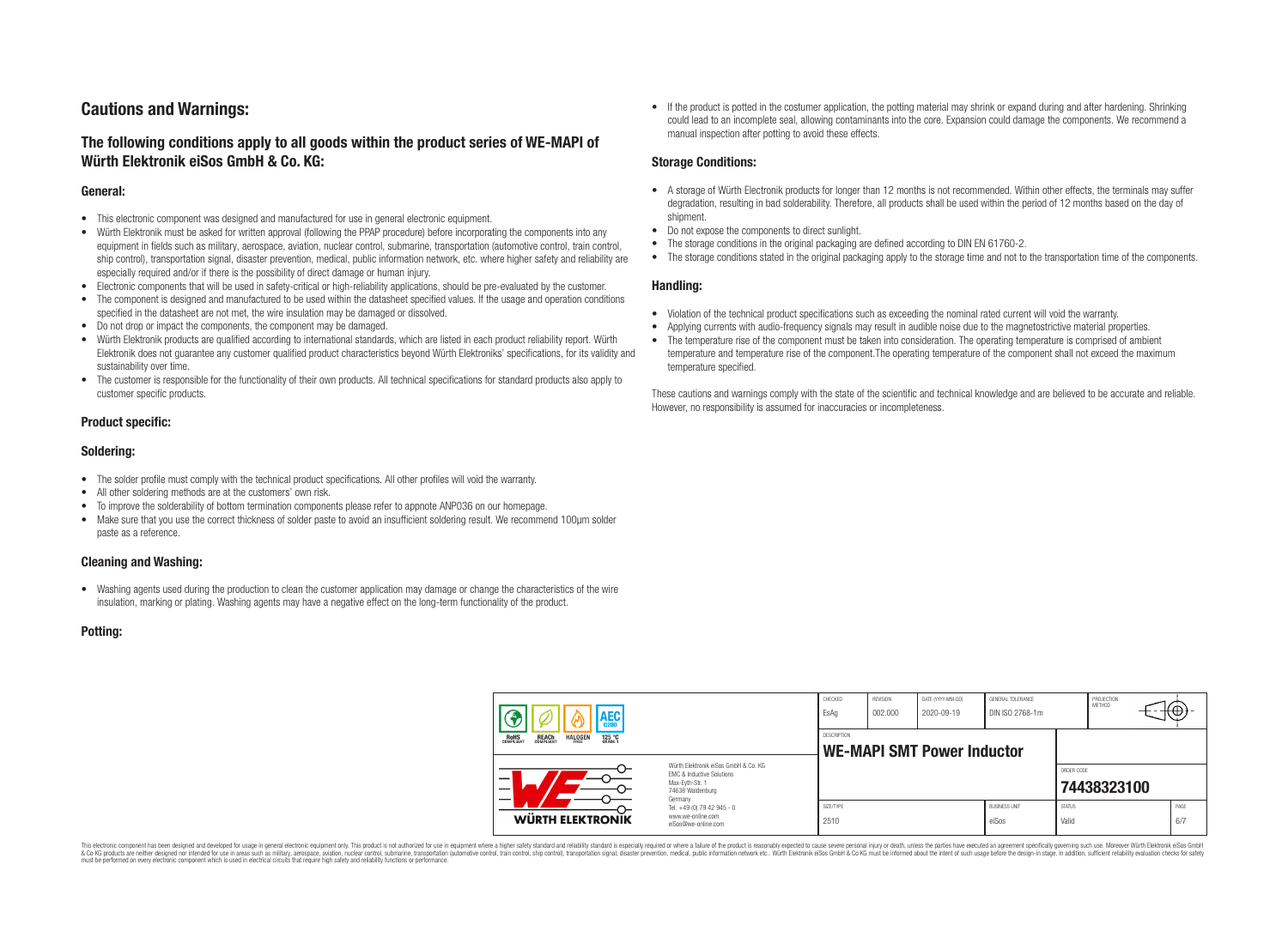# Cautions and Warnings:

## The following conditions apply to all goods within the product series of WE-MAPI of Würth Elektronik eiSos GmbH & Co. KG:

### General:

- This electronic component was designed and manufactured for use in general electronic equipment.
- Würth Elektronik must be asked for written approval (following the PPAP procedure) before incorporating the components into any equipment in fields such as military, aerospace, aviation, nuclear control, submarine, transportation (automotive control, train control, ship control), transportation signal, disaster prevention, medical, public information network, etc. where higher safety and reliability are especially required and/or if there is the possibility of direct damage or human injury.
- Electronic components that will be used in safety-critical or high-reliability applications, should be pre-evaluated by the customer.
- The component is designed and manufactured to be used within the datasheet specified values. If the usage and operation conditions specified in the datasheet are not met, the wire insulation may be damaged or dissolved.
- Do not drop or impact the components, the component may be damaged.
- Würth Elektronik products are qualified according to international standards, which are listed in each product reliability report. Würth Elektronik does not guarantee any customer qualified product characteristics beyond Würth Elektroniks' specifications, for its validity and sustainability over time.
- The customer is responsible for the functionality of their own products. All technical specifications for standard products also apply to customer specific products.

### Product specific:

### Soldering:

- The solder profile must comply with the technical product specifications. All other profiles will void the warranty.
- All other soldering methods are at the customers' own risk.
- To improve the solderability of bottom termination components please refer to appnote ANP036 on our homepage.
- Make sure that you use the correct thickness of solder paste to avoid an insufficient soldering result. We recommend 100µm solder paste as a reference.

### Cleaning and Washing:

- Washing agents used during the production to clean the customer application may damage or change the characteristics of the wire insulation, marking or plating. Washing agents may have a negative effect on the long-term functionality of the product.

### Potting:

- If the product is potted in the costumer application, the potting material may shrink or expand during and after hardening. Shrinking could lead to an incomplete seal, allowing contaminants into the core. Expansion could damage the components. We recommend a manual inspection after potting to avoid these effects.

### Storage Conditions:

- A storage of Würth Electronik products for longer than 12 months is not recommended. Within other effects, the terminals may suffer degradation, resulting in bad solderability. Therefore, all products shall be used within the period of 12 months based on the day of shipment.
- Do not expose the components to direct sunlight.
- The storage conditions in the original packaging are defined according to DIN EN 61760-2.
- The storage conditions stated in the original packaging apply to the storage time and not to the transportation time of the components.

### Handling:

- Violation of the technical product specifications such as exceeding the nominal rated current will void the warranty.
- Applying currents with audio-frequency signals may result in audible noise due to the magnetostrictive material properties.
- The temperature rise of the component must be taken into consideration. The operating temperature is comprised of ambient temperature and temperature rise of the component.The operating temperature of the component shall not exceed the maximum temperature specified.

These cautions and warnings comply with the state of the scientific and technical knowledge and are believed to be accurate and reliable. However, no responsibility is assumed for inaccuracies or incompleteness.

| CHECKED | REVISION | DATE (YYYY-MM-DD) | GENERAL TOLERANCE | PROJECTION METHOD |
|---|---|---|---|---|
| EsAg | 002.000 | 2020-09-19 | DIN ISO 2768-1m | |

DESCRIPTION: **WE-MAPI SMT Power Inductor**

ORDER CODE: **74438323100**

| SIZE/TYPE | BUSINESS UNIT | STATUS | PAGE |
|---|---|---|---|
| 2510 | eiSos | Valid | 6/7 |

Würth Elektronik eiSos GmbH & Co. KG
EMC & Inductive Solutions
Max-Eyth-Str. 1
74638 Waldenburg
Germany
Tel. +49 (0) 79 42 945 - 0
www.we-online.com
eiSos@we-online.com

This electronic component has been designed and developed for usage in general electronic equipment only. This product is not authorized for use in equipment where a higher safety standard and reliability standard is especially required or where a failure of the product is reasonably expected to cause severe personal injury or death, unless the parties have executed an agreement specifically governing such use. Moreover Würth Elektronik eiSos GmbH & Co KG products are neither designed nor intended for use in areas such as military, aerospace, aviation, nuclear control, submarine, transportation (automotive control, train control, ship control), transportation signal, disaster prevention, medical, public information network etc.. Würth Elektronik eiSos GmbH & Co KG must be informed about the intent of such usage before the design-in stage. In addition, sufficient reliability evaluation checks for safety must be performed on every electronic component which is used in electrical circuits that require high safety and reliability functions or performance.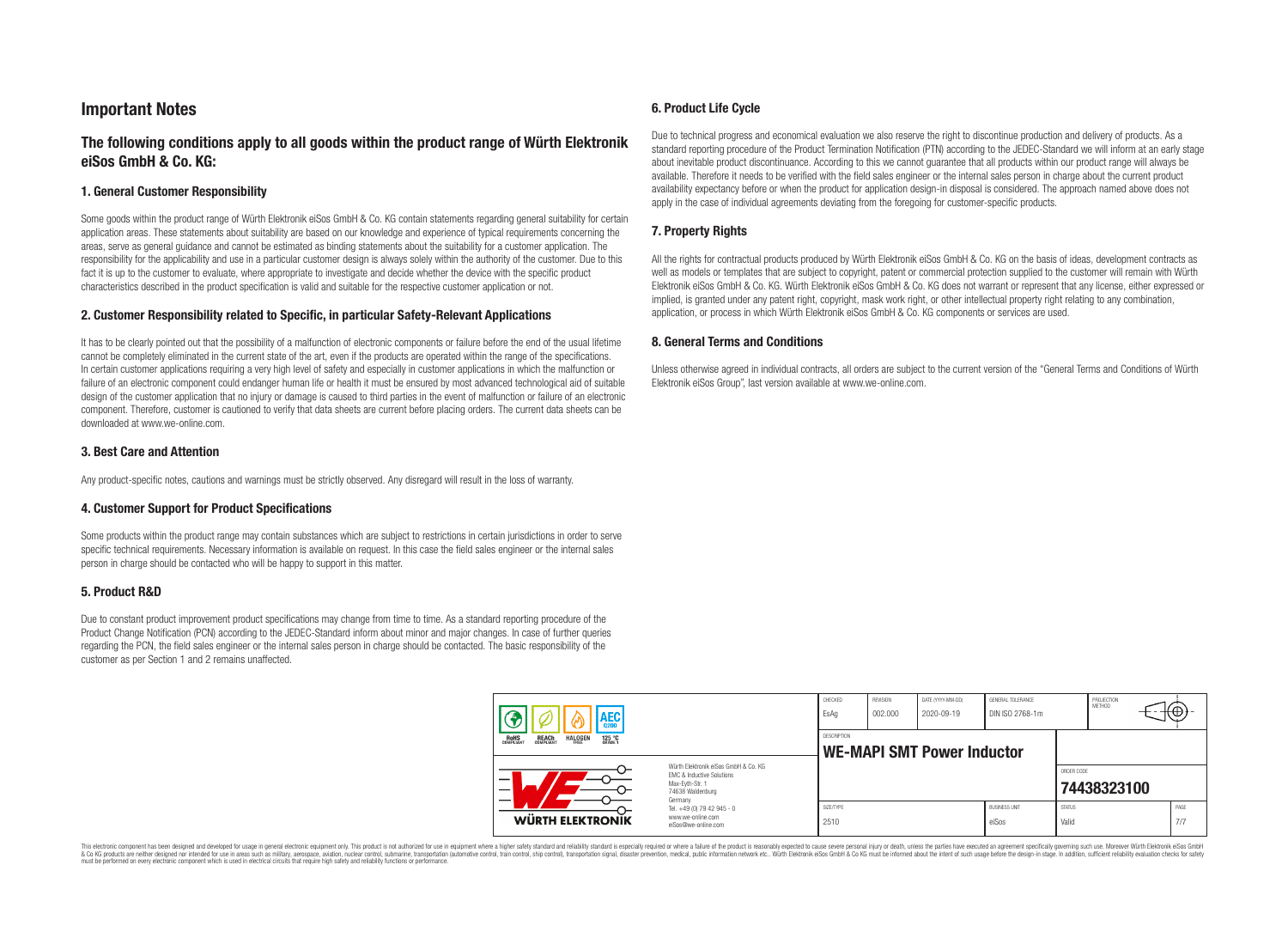# Important Notes

## The following conditions apply to all goods within the product range of Würth Elektronik eiSos GmbH & Co. KG:

### 1. General Customer Responsibility

Some goods within the product range of Würth Elektronik eiSos GmbH & Co. KG contain statements regarding general suitability for certain application areas. These statements about suitability are based on our knowledge and experience of typical requirements concerning the areas, serve as general guidance and cannot be estimated as binding statements about the suitability for a customer application. The responsibility for the applicability and use in a particular customer design is always solely within the authority of the customer. Due to this fact it is up to the customer to evaluate, where appropriate to investigate and decide whether the device with the specific product characteristics described in the product specification is valid and suitable for the respective customer application or not.

### 2. Customer Responsibility related to Specific, in particular Safety-Relevant Applications

It has to be clearly pointed out that the possibility of a malfunction of electronic components or failure before the end of the usual lifetime cannot be completely eliminated in the current state of the art, even if the products are operated within the range of the specifications. In certain customer applications requiring a very high level of safety and especially in customer applications in which the malfunction or failure of an electronic component could endanger human life or health it must be ensured by most advanced technological aid of suitable design of the customer application that no injury or damage is caused to third parties in the event of malfunction or failure of an electronic component. Therefore, customer is cautioned to verify that data sheets are current before placing orders. The current data sheets can be downloaded at www.we-online.com.

### 3. Best Care and Attention

Any product-specific notes, cautions and warnings must be strictly observed. Any disregard will result in the loss of warranty.

### 4. Customer Support for Product Specifications

Some products within the product range may contain substances which are subject to restrictions in certain jurisdictions in order to serve specific technical requirements. Necessary information is available on request. In this case the field sales engineer or the internal sales person in charge should be contacted who will be happy to support in this matter.

### 5. Product R&D

Due to constant product improvement product specifications may change from time to time. As a standard reporting procedure of the Product Change Notification (PCN) according to the JEDEC-Standard inform about minor and major changes. In case of further queries regarding the PCN, the field sales engineer or the internal sales person in charge should be contacted. The basic responsibility of the customer as per Section 1 and 2 remains unaffected.

### 6. Product Life Cycle

Due to technical progress and economical evaluation we also reserve the right to discontinue production and delivery of products. As a standard reporting procedure of the Product Termination Notification (PTN) according to the JEDEC-Standard we will inform at an early stage about inevitable product discontinuance. According to this we cannot guarantee that all products within our product range will always be available. Therefore it needs to be verified with the field sales engineer or the internal sales person in charge about the current product availability expectancy before or when the product for application design-in disposal is considered. The approach named above does not apply in the case of individual agreements deviating from the foregoing for customer-specific products.

### 7. Property Rights

All the rights for contractual products produced by Würth Elektronik eiSos GmbH & Co. KG on the basis of ideas, development contracts as well as models or templates that are subject to copyright, patent or commercial protection supplied to the customer will remain with Würth Elektronik eiSos GmbH & Co. KG. Würth Elektronik eiSos GmbH & Co. KG does not warrant or represent that any license, either expressed or implied, is granted under any patent right, copyright, mask work right, or other intellectual property right relating to any combination, application, or process in which Würth Elektronik eiSos GmbH & Co. KG components or services are used.

### 8. General Terms and Conditions

Unless otherwise agreed in individual contracts, all orders are subject to the current version of the "General Terms and Conditions of Würth Elektronik eiSos Group", last version available at www.we-online.com.

| | | | | | | | |
|---|---|---|---|---|---|---|---|
| RoHS COMPLIANT, REACh COMPLIANT, HALOGEN FREE, AEC Q200, 125 °C GRADE 1 | | CHECKED EsAg | REVISION 002.000 | DATE (YYYY-MM-DD) 2020-09-19 | GENERAL TOLERANCE DIN ISO 2768-1m | PROJECTION METHOD | |
| | | DESCRIPTION **WE-MAPI SMT Power Inductor** | | | | | |
| WÜRTH ELEKTRONIK | Würth Elektronik eiSos GmbH & Co. KG<br>EMC & Inductive Solutions<br>Max-Eyth-Str. 1<br>74638 Waldenburg<br>Germany<br>Tel. +49 (0) 79 42 945 - 0<br>www.we-online.com<br>eiSos@we-online.com | | | | | ORDER CODE **74438323100** | |
| | | SIZE/TYPE 2510 | | | BUSINESS UNIT eiSos | STATUS Valid | PAGE 7/7 |

This electronic component has been designed and developed for usage in general electronic equipment only. This product is not authorized for use in equipment where a higher safety standard and reliability standard is especially required or where a failure of the product is reasonably expected to cause severe personal injury or death, unless the parties have executed an agreement specifically governing such use. Moreover Würth Elektronik eiSos GmbH & Co KG products are neither designed nor intended for use in areas such as military, aerospace, aviation, nuclear control, submarine, transportation (automotive control, train control, ship control), transportation signal, disaster prevention, medical, public information network etc.. Würth Elektronik eiSos GmbH & Co KG must be informed about the intent of such usage before the design-in stage. In addition, sufficient reliability evaluation checks for safety must be performed on every electronic component which is used in electrical circuits that require high safety and reliability functions or performance.